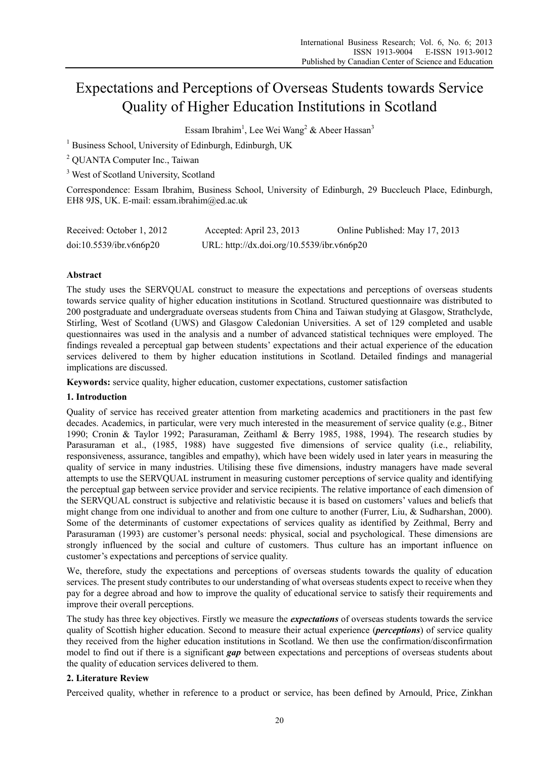# Expectations and Perceptions of Overseas Students towards Service Quality of Higher Education Institutions in Scotland

Essam Ibrahim[1], Lee Wei Wang[2] & Abeer Hassan[3]

[1] Business School, University of Edinburgh, Edinburgh, UK

[2] QUANTA Computer Inc., Taiwan

[3] West of Scotland University, Scotland

Correspondence: Essam Ibrahim, Business School, University of Edinburgh, 29 Buccleuch Place, Edinburgh, EH8 9JS, UK. E-mail: essam.ibrahim@ed.ac.uk

Received: October 1, 2012 Accepted: April 23, 2013 Online Published: May 17, 2013

doi:10.5539/ibr.v6n6p20 URL: http://dx.doi.org/10.5539/ibr.v6n6p20

## Abstract

The study uses the SERVQUAL construct to measure the expectations and perceptions of overseas students towards service quality of higher education institutions in Scotland. Structured questionnaire was distributed to 200 postgraduate and undergraduate overseas students from China and Taiwan studying at Glasgow, Strathclyde, Stirling, West of Scotland (UWS) and Glasgow Caledonian Universities. A set of 129 completed and usable questionnaires was used in the analysis and a number of advanced statistical techniques were employed. The findings revealed a perceptual gap between students' expectations and their actual experience of the education services delivered to them by higher education institutions in Scotland. Detailed findings and managerial implications are discussed.

**Keywords:** service quality, higher education, customer expectations, customer satisfaction

## 1. Introduction

Quality of service has received greater attention from marketing academics and practitioners in the past few decades. Academics, in particular, were very much interested in the measurement of service quality (e.g., Bitner 1990; Cronin & Taylor 1992; Parasuraman, Zeithaml & Berry 1985, 1988, 1994). The research studies by Parasuraman et al., (1985, 1988) have suggested five dimensions of service quality (i.e., reliability, responsiveness, assurance, tangibles and empathy), which have been widely used in later years in measuring the quality of service in many industries. Utilising these five dimensions, industry managers have made several attempts to use the SERVQUAL instrument in measuring customer perceptions of service quality and identifying the perceptual gap between service provider and service recipients. The relative importance of each dimension of the SERVQUAL construct is subjective and relativistic because it is based on customers' values and beliefs that might change from one individual to another and from one culture to another (Furrer, Liu, & Sudharshan, 2000). Some of the determinants of customer expectations of services quality as identified by Zeithmal, Berry and Parasuraman (1993) are customer's personal needs: physical, social and psychological. These dimensions are strongly influenced by the social and culture of customers. Thus culture has an important influence on customer's expectations and perceptions of service quality.

We, therefore, study the expectations and perceptions of overseas students towards the quality of education services. The present study contributes to our understanding of what overseas students expect to receive when they pay for a degree abroad and how to improve the quality of educational service to satisfy their requirements and improve their overall perceptions.

The study has three key objectives. Firstly we measure the ***expectations*** of overseas students towards the service quality of Scottish higher education. Second to measure their actual experience (***perceptions***) of service quality they received from the higher education institutions in Scotland. We then use the confirmation/disconfirmation model to find out if there is a significant ***gap*** between expectations and perceptions of overseas students about the quality of education services delivered to them.

## 2. Literature Review

Perceived quality, whether in reference to a product or service, has been defined by Arnould, Price, Zinkhan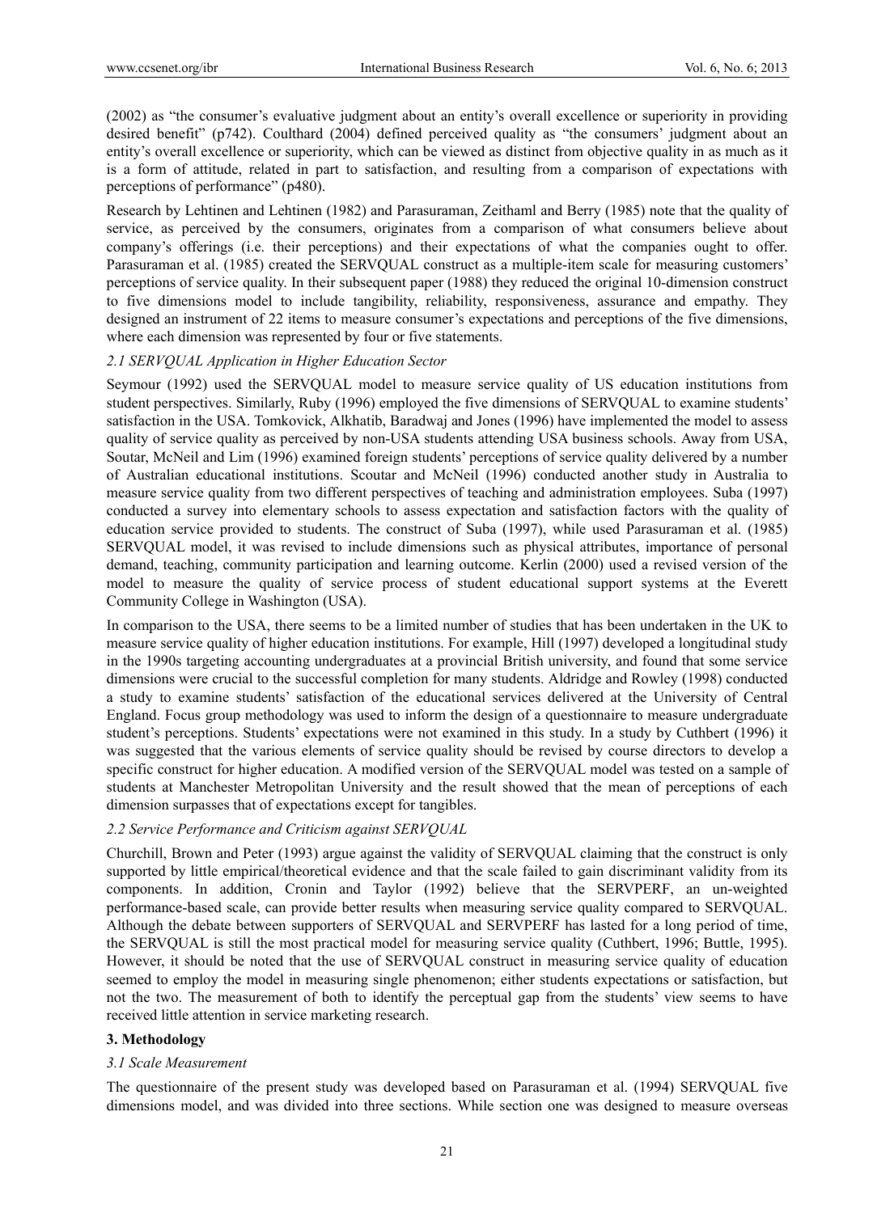(2002) as "the consumer's evaluative judgment about an entity's overall excellence or superiority in providing desired benefit" (p742). Coulthard (2004) defined perceived quality as "the consumers' judgment about an entity's overall excellence or superiority, which can be viewed as distinct from objective quality in as much as it is a form of attitude, related in part to satisfaction, and resulting from a comparison of expectations with perceptions of performance" (p480).

Research by Lehtinen and Lehtinen (1982) and Parasuraman, Zeithaml and Berry (1985) note that the quality of service, as perceived by the consumers, originates from a comparison of what consumers believe about company's offerings (i.e. their perceptions) and their expectations of what the companies ought to offer. Parasuraman et al. (1985) created the SERVQUAL construct as a multiple-item scale for measuring customers' perceptions of service quality. In their subsequent paper (1988) they reduced the original 10-dimension construct to five dimensions model to include tangibility, reliability, responsiveness, assurance and empathy. They designed an instrument of 22 items to measure consumer's expectations and perceptions of the five dimensions, where each dimension was represented by four or five statements.

### *2.1 SERVQUAL Application in Higher Education Sector*

Seymour (1992) used the SERVQUAL model to measure service quality of US education institutions from student perspectives. Similarly, Ruby (1996) employed the five dimensions of SERVQUAL to examine students' satisfaction in the USA. Tomkovick, Alkhatib, Baradwaj and Jones (1996) have implemented the model to assess quality of service quality as perceived by non-USA students attending USA business schools. Away from USA, Soutar, McNeil and Lim (1996) examined foreign students' perceptions of service quality delivered by a number of Australian educational institutions. Scoutar and McNeil (1996) conducted another study in Australia to measure service quality from two different perspectives of teaching and administration employees. Suba (1997) conducted a survey into elementary schools to assess expectation and satisfaction factors with the quality of education service provided to students. The construct of Suba (1997), while used Parasuraman et al. (1985) SERVQUAL model, it was revised to include dimensions such as physical attributes, importance of personal demand, teaching, community participation and learning outcome. Kerlin (2000) used a revised version of the model to measure the quality of service process of student educational support systems at the Everett Community College in Washington (USA).

In comparison to the USA, there seems to be a limited number of studies that has been undertaken in the UK to measure service quality of higher education institutions. For example, Hill (1997) developed a longitudinal study in the 1990s targeting accounting undergraduates at a provincial British university, and found that some service dimensions were crucial to the successful completion for many students. Aldridge and Rowley (1998) conducted a study to examine students' satisfaction of the educational services delivered at the University of Central England. Focus group methodology was used to inform the design of a questionnaire to measure undergraduate student's perceptions. Students' expectations were not examined in this study. In a study by Cuthbert (1996) it was suggested that the various elements of service quality should be revised by course directors to develop a specific construct for higher education. A modified version of the SERVQUAL model was tested on a sample of students at Manchester Metropolitan University and the result showed that the mean of perceptions of each dimension surpasses that of expectations except for tangibles.

### *2.2 Service Performance and Criticism against SERVQUAL*

Churchill, Brown and Peter (1993) argue against the validity of SERVQUAL claiming that the construct is only supported by little empirical/theoretical evidence and that the scale failed to gain discriminant validity from its components. In addition, Cronin and Taylor (1992) believe that the SERVPERF, an un-weighted performance-based scale, can provide better results when measuring service quality compared to SERVQUAL. Although the debate between supporters of SERVQUAL and SERVPERF has lasted for a long period of time, the SERVQUAL is still the most practical model for measuring service quality (Cuthbert, 1996; Buttle, 1995). However, it should be noted that the use of SERVQUAL construct in measuring service quality of education seemed to employ the model in measuring single phenomenon; either students expectations or satisfaction, but not the two. The measurement of both to identify the perceptual gap from the students' view seems to have received little attention in service marketing research.

## **3. Methodology**

### *3.1 Scale Measurement*

The questionnaire of the present study was developed based on Parasuraman et al. (1994) SERVQUAL five dimensions model, and was divided into three sections. While section one was designed to measure overseas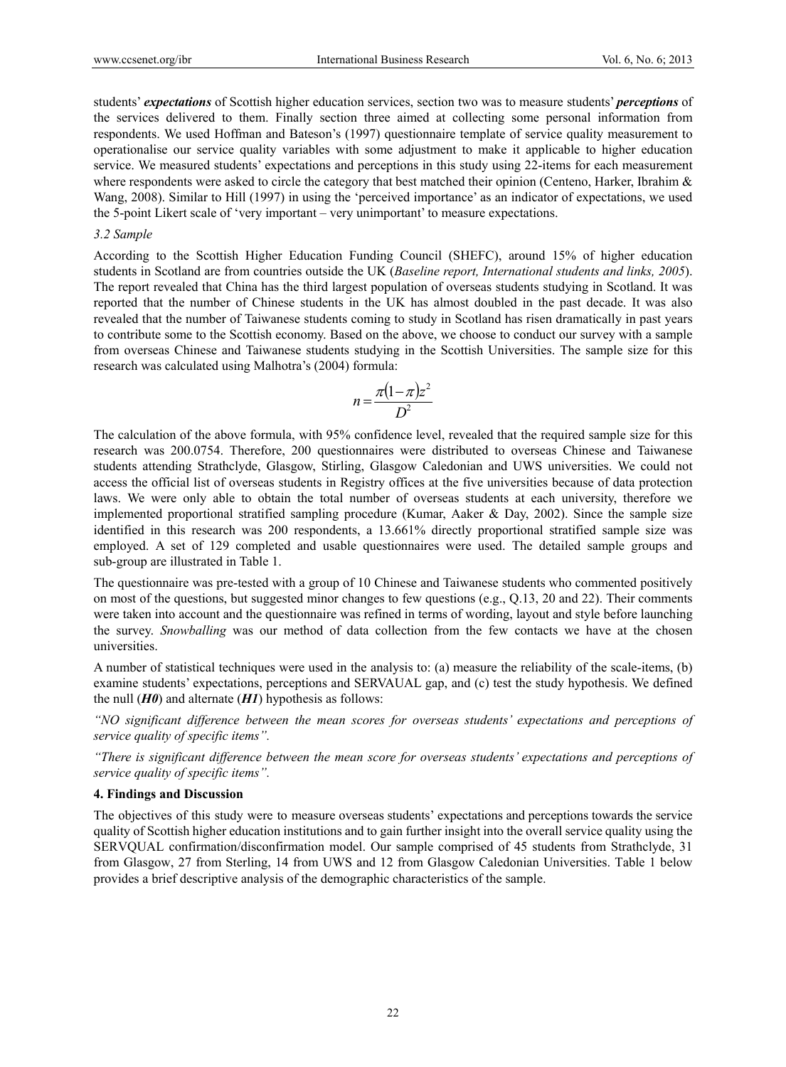students' ***expectations*** of Scottish higher education services, section two was to measure students' ***perceptions*** of the services delivered to them. Finally section three aimed at collecting some personal information from respondents. We used Hoffman and Bateson's (1997) questionnaire template of service quality measurement to operationalise our service quality variables with some adjustment to make it applicable to higher education service. We measured students' expectations and perceptions in this study using 22-items for each measurement where respondents were asked to circle the category that best matched their opinion (Centeno, Harker, Ibrahim & Wang, 2008). Similar to Hill (1997) in using the 'perceived importance' as an indicator of expectations, we used the 5-point Likert scale of 'very important – very unimportant' to measure expectations.

### *3.2 Sample*

According to the Scottish Higher Education Funding Council (SHEFC), around 15% of higher education students in Scotland are from countries outside the UK (*Baseline report, International students and links, 2005*). The report revealed that China has the third largest population of overseas students studying in Scotland. It was reported that the number of Chinese students in the UK has almost doubled in the past decade. It was also revealed that the number of Taiwanese students coming to study in Scotland has risen dramatically in past years to contribute some to the Scottish economy. Based on the above, we choose to conduct our survey with a sample from overseas Chinese and Taiwanese students studying in the Scottish Universities. The sample size for this research was calculated using Malhotra's (2004) formula:

$$n = \frac{\pi(1-\pi)z^2}{D^2}$$

The calculation of the above formula, with 95% confidence level, revealed that the required sample size for this research was 200.0754. Therefore, 200 questionnaires were distributed to overseas Chinese and Taiwanese students attending Strathclyde, Glasgow, Stirling, Glasgow Caledonian and UWS universities. We could not access the official list of overseas students in Registry offices at the five universities because of data protection laws. We were only able to obtain the total number of overseas students at each university, therefore we implemented proportional stratified sampling procedure (Kumar, Aaker & Day, 2002). Since the sample size identified in this research was 200 respondents, a 13.661% directly proportional stratified sample size was employed. A set of 129 completed and usable questionnaires were used. The detailed sample groups and sub-group are illustrated in Table 1.

The questionnaire was pre-tested with a group of 10 Chinese and Taiwanese students who commented positively on most of the questions, but suggested minor changes to few questions (e.g., Q.13, 20 and 22). Their comments were taken into account and the questionnaire was refined in terms of wording, layout and style before launching the survey. *Snowballing* was our method of data collection from the few contacts we have at the chosen universities.

A number of statistical techniques were used in the analysis to: (a) measure the reliability of the scale-items, (b) examine students' expectations, perceptions and SERVAUAL gap, and (c) test the study hypothesis. We defined the null (***H0***) and alternate (***H1***) hypothesis as follows:

*"NO significant difference between the mean scores for overseas students' expectations and perceptions of service quality of specific items".*

*"There is significant difference between the mean score for overseas students' expectations and perceptions of service quality of specific items".*

## 4. Findings and Discussion

The objectives of this study were to measure overseas students' expectations and perceptions towards the service quality of Scottish higher education institutions and to gain further insight into the overall service quality using the SERVQUAL confirmation/disconfirmation model. Our sample comprised of 45 students from Strathclyde, 31 from Glasgow, 27 from Sterling, 14 from UWS and 12 from Glasgow Caledonian Universities. Table 1 below provides a brief descriptive analysis of the demographic characteristics of the sample.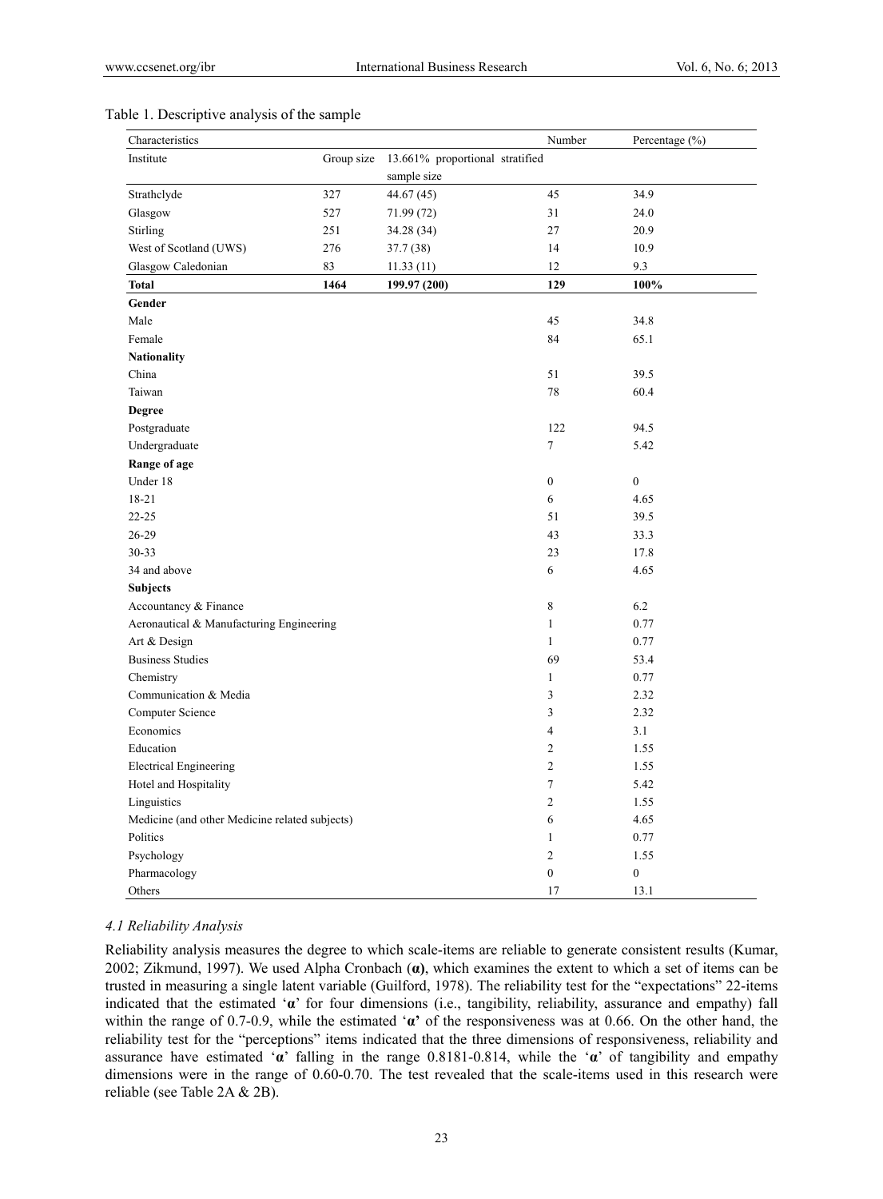Table 1. Descriptive analysis of the sample

| Characteristics | | | Number | Percentage (%) |
|---|---|---|---|---|
| Institute | Group size | 13.661% proportional stratified sample size | | |
| Strathclyde | 327 | 44.67 (45) | 45 | 34.9 |
| Glasgow | 527 | 71.99 (72) | 31 | 24.0 |
| Stirling | 251 | 34.28 (34) | 27 | 20.9 |
| West of Scotland (UWS) | 276 | 37.7 (38) | 14 | 10.9 |
| Glasgow Caledonian | 83 | 11.33 (11) | 12 | 9.3 |
| **Total** | **1464** | **199.97 (200)** | **129** | **100%** |
| **Gender** | | | | |
| Male | | | 45 | 34.8 |
| Female | | | 84 | 65.1 |
| **Nationality** | | | | |
| China | | | 51 | 39.5 |
| Taiwan | | | 78 | 60.4 |
| **Degree** | | | | |
| Postgraduate | | | 122 | 94.5 |
| Undergraduate | | | 7 | 5.42 |
| **Range of age** | | | | |
| Under 18 | | | 0 | 0 |
| 18-21 | | | 6 | 4.65 |
| 22-25 | | | 51 | 39.5 |
| 26-29 | | | 43 | 33.3 |
| 30-33 | | | 23 | 17.8 |
| 34 and above | | | 6 | 4.65 |
| **Subjects** | | | | |
| Accountancy & Finance | | | 8 | 6.2 |
| Aeronautical & Manufacturing Engineering | | | 1 | 0.77 |
| Art & Design | | | 1 | 0.77 |
| Business Studies | | | 69 | 53.4 |
| Chemistry | | | 1 | 0.77 |
| Communication & Media | | | 3 | 2.32 |
| Computer Science | | | 3 | 2.32 |
| Economics | | | 4 | 3.1 |
| Education | | | 2 | 1.55 |
| Electrical Engineering | | | 2 | 1.55 |
| Hotel and Hospitality | | | 7 | 5.42 |
| Linguistics | | | 2 | 1.55 |
| Medicine (and other Medicine related subjects) | | | 6 | 4.65 |
| Politics | | | 1 | 0.77 |
| Psychology | | | 2 | 1.55 |
| Pharmacology | | | 0 | 0 |
| Others | | | 17 | 13.1 |

### *4.1 Reliability Analysis*

Reliability analysis measures the degree to which scale-items are reliable to generate consistent results (Kumar, 2002; Zikmund, 1997). We used Alpha Cronbach (**α**), which examines the extent to which a set of items can be trusted in measuring a single latent variable (Guilford, 1978). The reliability test for the "expectations" 22-items indicated that the estimated '**α**' for four dimensions (i.e., tangibility, reliability, assurance and empathy) fall within the range of 0.7-0.9, while the estimated '**α**' of the responsiveness was at 0.66. On the other hand, the reliability test for the "perceptions" items indicated that the three dimensions of responsiveness, reliability and assurance have estimated '**α**' falling in the range 0.8181-0.814, while the '**α**' of tangibility and empathy dimensions were in the range of 0.60-0.70. The test revealed that the scale-items used in this research were reliable (see Table 2A & 2B).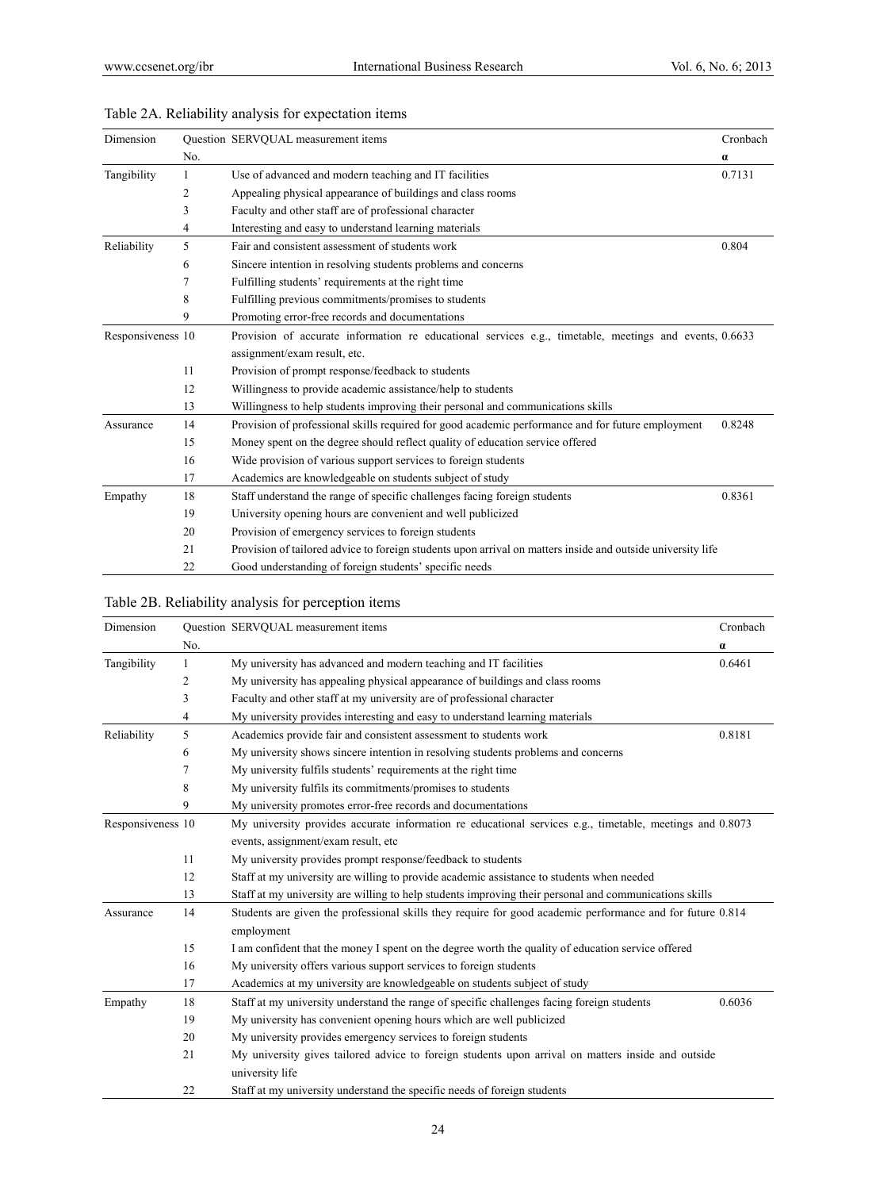Table 2A. Reliability analysis for expectation items

| Dimension | Question No. | SERVQUAL measurement items | Cronbach α |
|---|---|---|---|
| Tangibility | 1 | Use of advanced and modern teaching and IT facilities | 0.7131 |
| | 2 | Appealing physical appearance of buildings and class rooms | |
| | 3 | Faculty and other staff are of professional character | |
| | 4 | Interesting and easy to understand learning materials | |
| Reliability | 5 | Fair and consistent assessment of students work | 0.804 |
| | 6 | Sincere intention in resolving students problems and concerns | |
| | 7 | Fulfilling students' requirements at the right time | |
| | 8 | Fulfilling previous commitments/promises to students | |
| | 9 | Promoting error-free records and documentations | |
| Responsiveness | 10 | Provision of accurate information re educational services e.g., timetable, meetings and events, assignment/exam result, etc. | 0.6633 |
| | 11 | Provision of prompt response/feedback to students | |
| | 12 | Willingness to provide academic assistance/help to students | |
| | 13 | Willingness to help students improving their personal and communications skills | |
| Assurance | 14 | Provision of professional skills required for good academic performance and for future employment | 0.8248 |
| | 15 | Money spent on the degree should reflect quality of education service offered | |
| | 16 | Wide provision of various support services to foreign students | |
| | 17 | Academics are knowledgeable on students subject of study | |
| Empathy | 18 | Staff understand the range of specific challenges facing foreign students | 0.8361 |
| | 19 | University opening hours are convenient and well publicized | |
| | 20 | Provision of emergency services to foreign students | |
| | 21 | Provision of tailored advice to foreign students upon arrival on matters inside and outside university life | |
| | 22 | Good understanding of foreign students' specific needs | |

Table 2B. Reliability analysis for perception items

| Dimension | Question No. | SERVQUAL measurement items | Cronbach α |
|---|---|---|---|
| Tangibility | 1 | My university has advanced and modern teaching and IT facilities | 0.6461 |
| | 2 | My university has appealing physical appearance of buildings and class rooms | |
| | 3 | Faculty and other staff at my university are of professional character | |
| | 4 | My university provides interesting and easy to understand learning materials | |
| Reliability | 5 | Academics provide fair and consistent assessment to students work | 0.8181 |
| | 6 | My university shows sincere intention in resolving students problems and concerns | |
| | 7 | My university fulfils students' requirements at the right time | |
| | 8 | My university fulfils its commitments/promises to students | |
| | 9 | My university promotes error-free records and documentations | |
| Responsiveness | 10 | My university provides accurate information re educational services e.g., timetable, meetings and events, assignment/exam result, etc | 0.8073 |
| | 11 | My university provides prompt response/feedback to students | |
| | 12 | Staff at my university are willing to provide academic assistance to students when needed | |
| | 13 | Staff at my university are willing to help students improving their personal and communications skills | |
| Assurance | 14 | Students are given the professional skills they require for good academic performance and for future employment | 0.814 |
| | 15 | I am confident that the money I spent on the degree worth the quality of education service offered | |
| | 16 | My university offers various support services to foreign students | |
| | 17 | Academics at my university are knowledgeable on students subject of study | |
| Empathy | 18 | Staff at my university understand the range of specific challenges facing foreign students | 0.6036 |
| | 19 | My university has convenient opening hours which are well publicized | |
| | 20 | My university provides emergency services to foreign students | |
| | 21 | My university gives tailored advice to foreign students upon arrival on matters inside and outside university life | |
| | 22 | Staff at my university understand the specific needs of foreign students | |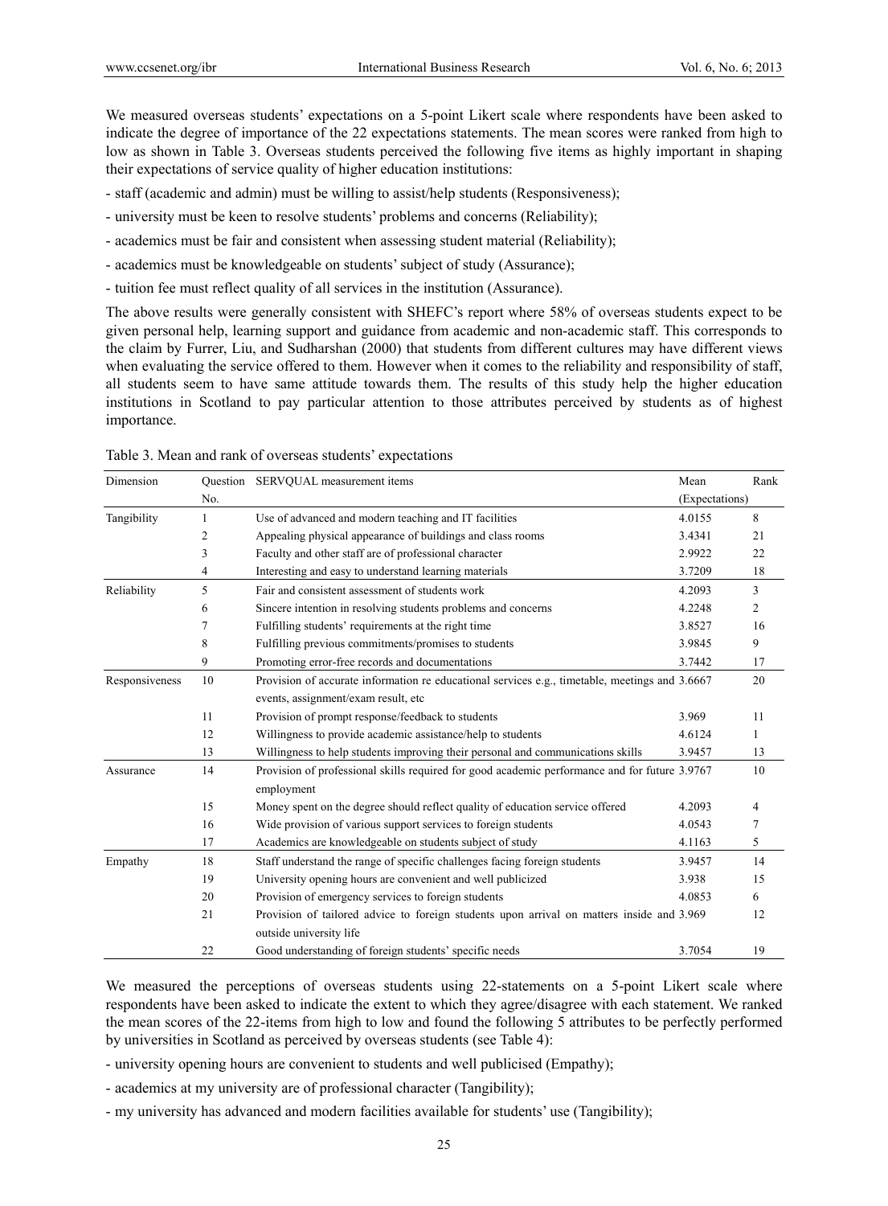We measured overseas students' expectations on a 5-point Likert scale where respondents have been asked to indicate the degree of importance of the 22 expectations statements. The mean scores were ranked from high to low as shown in Table 3. Overseas students perceived the following five items as highly important in shaping their expectations of service quality of higher education institutions:

- staff (academic and admin) must be willing to assist/help students (Responsiveness);
- university must be keen to resolve students' problems and concerns (Reliability);
- academics must be fair and consistent when assessing student material (Reliability);
- academics must be knowledgeable on students' subject of study (Assurance);
- tuition fee must reflect quality of all services in the institution (Assurance).

The above results were generally consistent with SHEFC's report where 58% of overseas students expect to be given personal help, learning support and guidance from academic and non-academic staff. This corresponds to the claim by Furrer, Liu, and Sudharshan (2000) that students from different cultures may have different views when evaluating the service offered to them. However when it comes to the reliability and responsibility of staff, all students seem to have same attitude towards them. The results of this study help the higher education institutions in Scotland to pay particular attention to those attributes perceived by students as of highest importance.

Table 3. Mean and rank of overseas students' expectations

| Dimension | Question No. | SERVQUAL measurement items | Mean (Expectations) | Rank |
|---|---|---|---|---|
| Tangibility | 1 | Use of advanced and modern teaching and IT facilities | 4.0155 | 8 |
| | 2 | Appealing physical appearance of buildings and class rooms | 3.4341 | 21 |
| | 3 | Faculty and other staff are of professional character | 2.9922 | 22 |
| | 4 | Interesting and easy to understand learning materials | 3.7209 | 18 |
| Reliability | 5 | Fair and consistent assessment of students work | 4.2093 | 3 |
| | 6 | Sincere intention in resolving students problems and concerns | 4.2248 | 2 |
| | 7 | Fulfilling students' requirements at the right time | 3.8527 | 16 |
| | 8 | Fulfilling previous commitments/promises to students | 3.9845 | 9 |
| | 9 | Promoting error-free records and documentations | 3.7442 | 17 |
| Responsiveness | 10 | Provision of accurate information re educational services e.g., timetable, meetings and events, assignment/exam result, etc | 3.6667 | 20 |
| | 11 | Provision of prompt response/feedback to students | 3.969 | 11 |
| | 12 | Willingness to provide academic assistance/help to students | 4.6124 | 1 |
| | 13 | Willingness to help students improving their personal and communications skills | 3.9457 | 13 |
| Assurance | 14 | Provision of professional skills required for good academic performance and for future employment | 3.9767 | 10 |
| | 15 | Money spent on the degree should reflect quality of education service offered | 4.2093 | 4 |
| | 16 | Wide provision of various support services to foreign students | 4.0543 | 7 |
| | 17 | Academics are knowledgeable on students subject of study | 4.1163 | 5 |
| Empathy | 18 | Staff understand the range of specific challenges facing foreign students | 3.9457 | 14 |
| | 19 | University opening hours are convenient and well publicized | 3.938 | 15 |
| | 20 | Provision of emergency services to foreign students | 4.0853 | 6 |
| | 21 | Provision of tailored advice to foreign students upon arrival on matters inside and outside university life | 3.969 | 12 |
| | 22 | Good understanding of foreign students' specific needs | 3.7054 | 19 |

We measured the perceptions of overseas students using 22-statements on a 5-point Likert scale where respondents have been asked to indicate the extent to which they agree/disagree with each statement. We ranked the mean scores of the 22-items from high to low and found the following 5 attributes to be perfectly performed by universities in Scotland as perceived by overseas students (see Table 4):

- university opening hours are convenient to students and well publicised (Empathy);
- academics at my university are of professional character (Tangibility);
- my university has advanced and modern facilities available for students' use (Tangibility);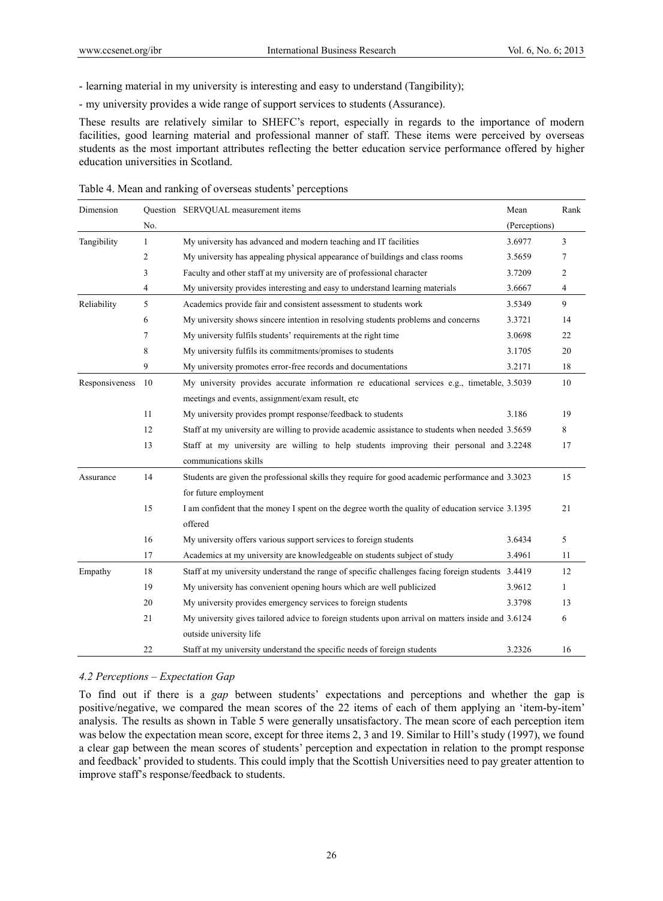- learning material in my university is interesting and easy to understand (Tangibility);

- my university provides a wide range of support services to students (Assurance).

These results are relatively similar to SHEFC's report, especially in regards to the importance of modern facilities, good learning material and professional manner of staff. These items were perceived by overseas students as the most important attributes reflecting the better education service performance offered by higher education universities in Scotland.

Table 4. Mean and ranking of overseas students' perceptions

| Dimension | Question No. | SERVQUAL measurement items | Mean (Perceptions) | Rank |
|---|---|---|---|---|
| Tangibility | 1 | My university has advanced and modern teaching and IT facilities | 3.6977 | 3 |
| | 2 | My university has appealing physical appearance of buildings and class rooms | 3.5659 | 7 |
| | 3 | Faculty and other staff at my university are of professional character | 3.7209 | 2 |
| | 4 | My university provides interesting and easy to understand learning materials | 3.6667 | 4 |
| Reliability | 5 | Academics provide fair and consistent assessment to students work | 3.5349 | 9 |
| | 6 | My university shows sincere intention in resolving students problems and concerns | 3.3721 | 14 |
| | 7 | My university fulfils students' requirements at the right time | 3.0698 | 22 |
| | 8 | My university fulfils its commitments/promises to students | 3.1705 | 20 |
| | 9 | My university promotes error-free records and documentations | 3.2171 | 18 |
| Responsiveness | 10 | My university provides accurate information re educational services e.g., timetable, meetings and events, assignment/exam result, etc | 3.5039 | 10 |
| | 11 | My university provides prompt response/feedback to students | 3.186 | 19 |
| | 12 | Staff at my university are willing to provide academic assistance to students when needed | 3.5659 | 8 |
| | 13 | Staff at my university are willing to help students improving their personal and communications skills | 3.2248 | 17 |
| Assurance | 14 | Students are given the professional skills they require for good academic performance and for future employment | 3.3023 | 15 |
| | 15 | I am confident that the money I spent on the degree worth the quality of education service offered | 3.1395 | 21 |
| | 16 | My university offers various support services to foreign students | 3.6434 | 5 |
| | 17 | Academics at my university are knowledgeable on students subject of study | 3.4961 | 11 |
| Empathy | 18 | Staff at my university understand the range of specific challenges facing foreign students | 3.4419 | 12 |
| | 19 | My university has convenient opening hours which are well publicized | 3.9612 | 1 |
| | 20 | My university provides emergency services to foreign students | 3.3798 | 13 |
| | 21 | My university gives tailored advice to foreign students upon arrival on matters inside and outside university life | 3.6124 | 6 |
| | 22 | Staff at my university understand the specific needs of foreign students | 3.2326 | 16 |

### 4.2 Perceptions – Expectation Gap

To find out if there is a *gap* between students' expectations and perceptions and whether the gap is positive/negative, we compared the mean scores of the 22 items of each of them applying an 'item-by-item' analysis. The results as shown in Table 5 were generally unsatisfactory. The mean score of each perception item was below the expectation mean score, except for three items 2, 3 and 19. Similar to Hill's study (1997), we found a clear gap between the mean scores of students' perception and expectation in relation to the prompt response and feedback' provided to students. This could imply that the Scottish Universities need to pay greater attention to improve staff's response/feedback to students.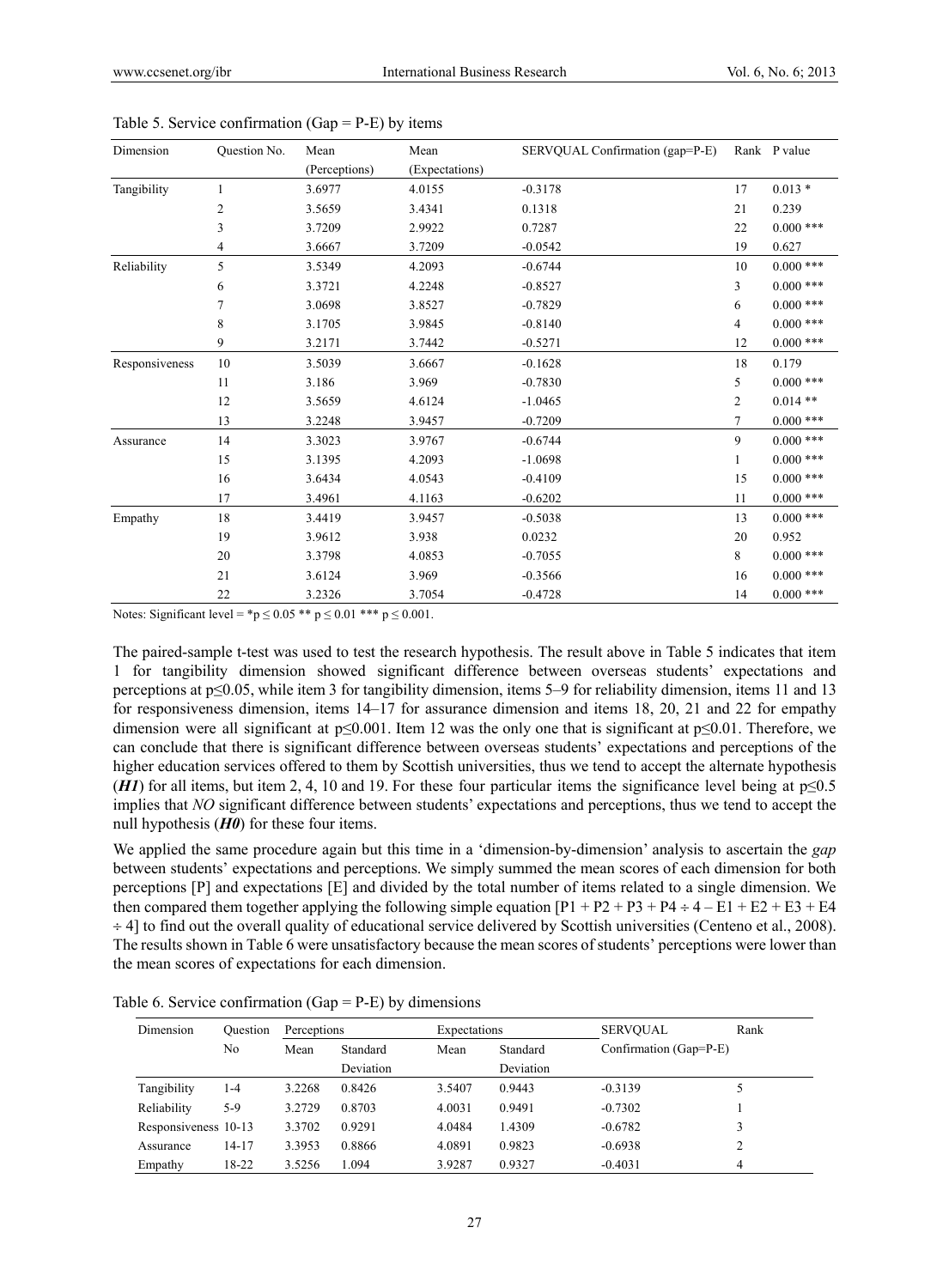Table 5. Service confirmation (Gap = P-E) by items

| Dimension | Question No. | Mean (Perceptions) | Mean (Expectations) | SERVQUAL Confirmation (gap=P-E) | Rank | P value |
|---|---|---|---|---|---|---|
| Tangibility | 1 | 3.6977 | 4.0155 | -0.3178 | 17 | 0.013 * |
| | 2 | 3.5659 | 3.4341 | 0.1318 | 21 | 0.239 |
| | 3 | 3.7209 | 2.9922 | 0.7287 | 22 | 0.000 *** |
| | 4 | 3.6667 | 3.7209 | -0.0542 | 19 | 0.627 |
| Reliability | 5 | 3.5349 | 4.2093 | -0.6744 | 10 | 0.000 *** |
| | 6 | 3.3721 | 4.2248 | -0.8527 | 3 | 0.000 *** |
| | 7 | 3.0698 | 3.8527 | -0.7829 | 6 | 0.000 *** |
| | 8 | 3.1705 | 3.9845 | -0.8140 | 4 | 0.000 *** |
| | 9 | 3.2171 | 3.7442 | -0.5271 | 12 | 0.000 *** |
| Responsiveness | 10 | 3.5039 | 3.6667 | -0.1628 | 18 | 0.179 |
| | 11 | 3.186 | 3.969 | -0.7830 | 5 | 0.000 *** |
| | 12 | 3.5659 | 4.6124 | -1.0465 | 2 | 0.014 ** |
| | 13 | 3.2248 | 3.9457 | -0.7209 | 7 | 0.000 *** |
| Assurance | 14 | 3.3023 | 3.9767 | -0.6744 | 9 | 0.000 *** |
| | 15 | 3.1395 | 4.2093 | -1.0698 | 1 | 0.000 *** |
| | 16 | 3.6434 | 4.0543 | -0.4109 | 15 | 0.000 *** |
| | 17 | 3.4961 | 4.1163 | -0.6202 | 11 | 0.000 *** |
| Empathy | 18 | 3.4419 | 3.9457 | -0.5038 | 13 | 0.000 *** |
| | 19 | 3.9612 | 3.938 | 0.0232 | 20 | 0.952 |
| | 20 | 3.3798 | 4.0853 | -0.7055 | 8 | 0.000 *** |
| | 21 | 3.6124 | 3.969 | -0.3566 | 16 | 0.000 *** |
| | 22 | 3.2326 | 3.7054 | -0.4728 | 14 | 0.000 *** |

Notes: Significant level = *$p \leq 0.05$ ** $p \leq 0.01$ *** $p \leq 0.001$.

The paired-sample t-test was used to test the research hypothesis. The result above in Table 5 indicates that item 1 for tangibility dimension showed significant difference between overseas students' expectations and perceptions at $p \leq 0.05$, while item 3 for tangibility dimension, items 5–9 for reliability dimension, items 11 and 13 for responsiveness dimension, items 14–17 for assurance dimension and items 18, 20, 21 and 22 for empathy dimension were all significant at $p \leq 0.001$. Item 12 was the only one that is significant at $p \leq 0.01$. Therefore, we can conclude that there is significant difference between overseas students' expectations and perceptions of the higher education services offered to them by Scottish universities, thus we tend to accept the alternate hypothesis (***H1***) for all items, but item 2, 4, 10 and 19. For these four particular items the significance level being at $p \leq 0.5$ implies that *NO* significant difference between students' expectations and perceptions, thus we tend to accept the null hypothesis (***H0***) for these four items.

We applied the same procedure again but this time in a 'dimension-by-dimension' analysis to ascertain the *gap* between students' expectations and perceptions. We simply summed the mean scores of each dimension for both perceptions [P] and expectations [E] and divided by the total number of items related to a single dimension. We then compared them together applying the following simple equation [$P1 + P2 + P3 + P4 \div 4 - E1 + E2 + E3 + E4 \div 4$] to find out the overall quality of educational service delivered by Scottish universities (Centeno et al., 2008). The results shown in Table 6 were unsatisfactory because the mean scores of students' perceptions were lower than the mean scores of expectations for each dimension.

Table 6. Service confirmation (Gap = P-E) by dimensions

| Dimension | Question No | Perceptions | | Expectations | | SERVQUAL Confirmation (Gap=P-E) | Rank |
|---|---|---|---|---|---|---|---|
| | | Mean | Standard Deviation | Mean | Standard Deviation | | |
| Tangibility | 1-4 | 3.2268 | 0.8426 | 3.5407 | 0.9443 | -0.3139 | 5 |
| Reliability | 5-9 | 3.2729 | 0.8703 | 4.0031 | 0.9491 | -0.7302 | 1 |
| Responsiveness | 10-13 | 3.3702 | 0.9291 | 4.0484 | 1.4309 | -0.6782 | 3 |
| Assurance | 14-17 | 3.3953 | 0.8866 | 4.0891 | 0.9823 | -0.6938 | 2 |
| Empathy | 18-22 | 3.5256 | 1.094 | 3.9287 | 0.9327 | -0.4031 | 4 |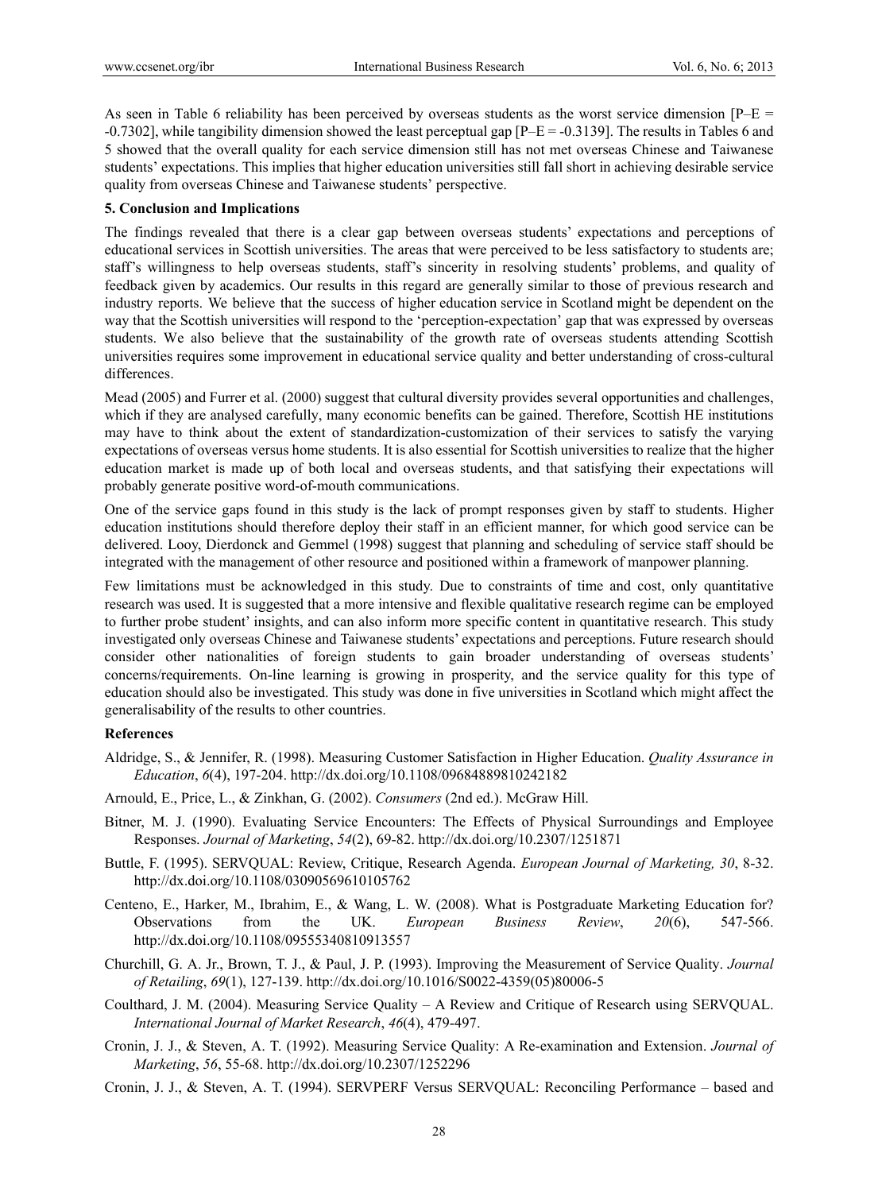As seen in Table 6 reliability has been perceived by overseas students as the worst service dimension [P–E = -0.7302], while tangibility dimension showed the least perceptual gap [P–E = -0.3139]. The results in Tables 6 and 5 showed that the overall quality for each service dimension still has not met overseas Chinese and Taiwanese students' expectations. This implies that higher education universities still fall short in achieving desirable service quality from overseas Chinese and Taiwanese students' perspective.

## 5. Conclusion and Implications

The findings revealed that there is a clear gap between overseas students' expectations and perceptions of educational services in Scottish universities. The areas that were perceived to be less satisfactory to students are; staff's willingness to help overseas students, staff's sincerity in resolving students' problems, and quality of feedback given by academics. Our results in this regard are generally similar to those of previous research and industry reports. We believe that the success of higher education service in Scotland might be dependent on the way that the Scottish universities will respond to the 'perception-expectation' gap that was expressed by overseas students. We also believe that the sustainability of the growth rate of overseas students attending Scottish universities requires some improvement in educational service quality and better understanding of cross-cultural differences.

Mead (2005) and Furrer et al. (2000) suggest that cultural diversity provides several opportunities and challenges, which if they are analysed carefully, many economic benefits can be gained. Therefore, Scottish HE institutions may have to think about the extent of standardization-customization of their services to satisfy the varying expectations of overseas versus home students. It is also essential for Scottish universities to realize that the higher education market is made up of both local and overseas students, and that satisfying their expectations will probably generate positive word-of-mouth communications.

One of the service gaps found in this study is the lack of prompt responses given by staff to students. Higher education institutions should therefore deploy their staff in an efficient manner, for which good service can be delivered. Looy, Dierdonck and Gemmel (1998) suggest that planning and scheduling of service staff should be integrated with the management of other resource and positioned within a framework of manpower planning.

Few limitations must be acknowledged in this study. Due to constraints of time and cost, only quantitative research was used. It is suggested that a more intensive and flexible qualitative research regime can be employed to further probe student' insights, and can also inform more specific content in quantitative research. This study investigated only overseas Chinese and Taiwanese students' expectations and perceptions. Future research should consider other nationalities of foreign students to gain broader understanding of overseas students' concerns/requirements. On-line learning is growing in prosperity, and the service quality for this type of education should also be investigated. This study was done in five universities in Scotland which might affect the generalisability of the results to other countries.

## References

Aldridge, S., & Jennifer, R. (1998). Measuring Customer Satisfaction in Higher Education. *Quality Assurance in Education*, *6*(4), 197-204. http://dx.doi.org/10.1108/09684889810242182

Arnould, E., Price, L., & Zinkhan, G. (2002). *Consumers* (2nd ed.). McGraw Hill.

Bitner, M. J. (1990). Evaluating Service Encounters: The Effects of Physical Surroundings and Employee Responses. *Journal of Marketing*, *54*(2), 69-82. http://dx.doi.org/10.2307/1251871

Buttle, F. (1995). SERVQUAL: Review, Critique, Research Agenda. *European Journal of Marketing, 30*, 8-32. http://dx.doi.org/10.1108/03090569610105762

Centeno, E., Harker, M., Ibrahim, E., & Wang, L. W. (2008). What is Postgraduate Marketing Education for? Observations from the UK. *European Business Review*, *20*(6), 547-566. http://dx.doi.org/10.1108/09555340810913557

Churchill, G. A. Jr., Brown, T. J., & Paul, J. P. (1993). Improving the Measurement of Service Quality. *Journal of Retailing*, *69*(1), 127-139. http://dx.doi.org/10.1016/S0022-4359(05)80006-5

Coulthard, J. M. (2004). Measuring Service Quality – A Review and Critique of Research using SERVQUAL. *International Journal of Market Research*, *46*(4), 479-497.

Cronin, J. J., & Steven, A. T. (1992). Measuring Service Quality: A Re-examination and Extension. *Journal of Marketing*, *56*, 55-68. http://dx.doi.org/10.2307/1252296

Cronin, J. J., & Steven, A. T. (1994). SERVPERF Versus SERVQUAL: Reconciling Performance – based and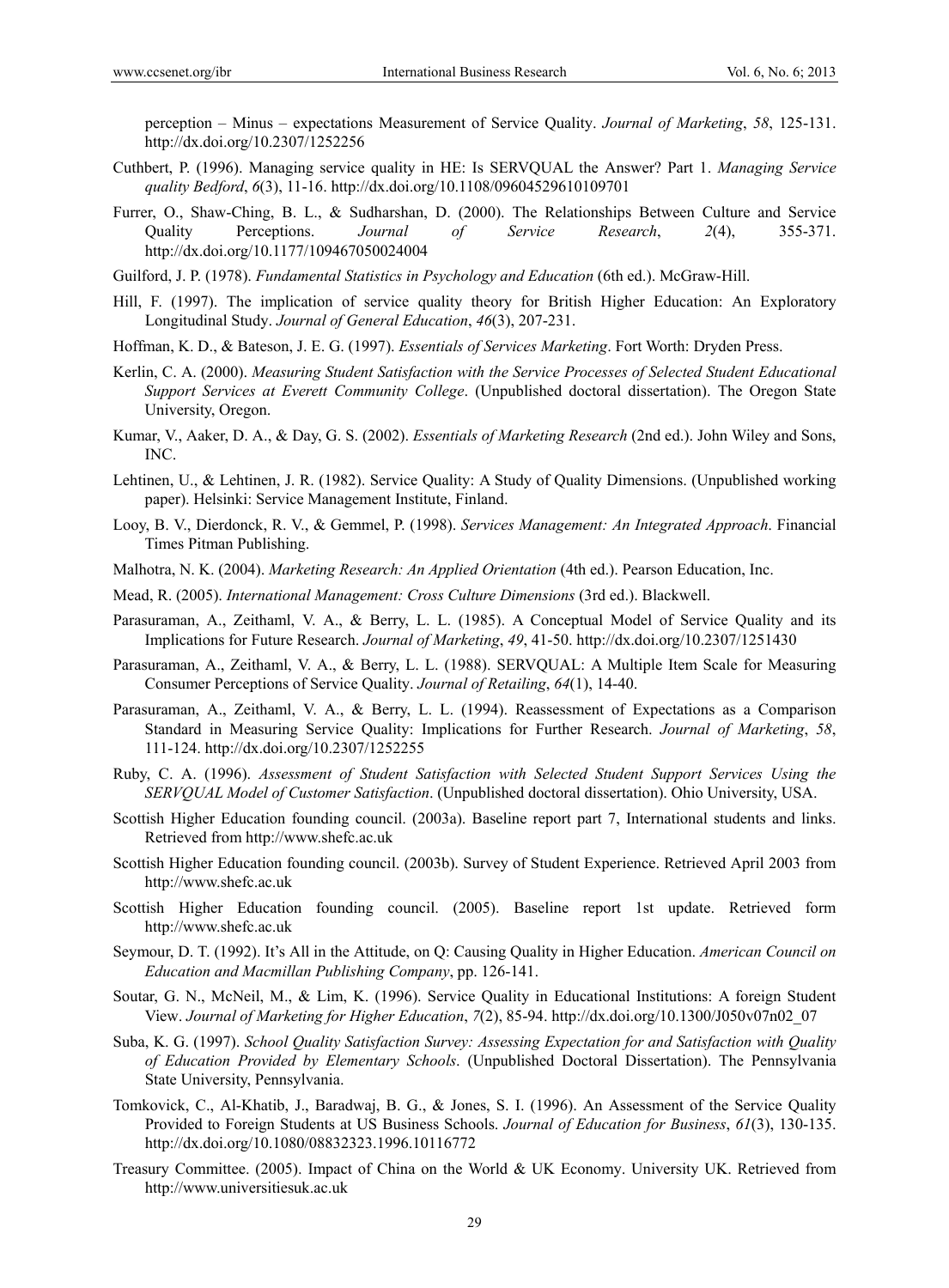perception – Minus – expectations Measurement of Service Quality. *Journal of Marketing*, *58*, 125-131. http://dx.doi.org/10.2307/1252256

Cuthbert, P. (1996). Managing service quality in HE: Is SERVQUAL the Answer? Part 1. *Managing Service quality Bedford*, *6*(3), 11-16. http://dx.doi.org/10.1108/09604529610109701

Furrer, O., Shaw-Ching, B. L., & Sudharshan, D. (2000). The Relationships Between Culture and Service Quality Perceptions. *Journal of Service Research*, *2*(4), 355-371. http://dx.doi.org/10.1177/109467050024004

Guilford, J. P. (1978). *Fundamental Statistics in Psychology and Education* (6th ed.). McGraw-Hill.

Hill, F. (1997). The implication of service quality theory for British Higher Education: An Exploratory Longitudinal Study. *Journal of General Education*, *46*(3), 207-231.

Hoffman, K. D., & Bateson, J. E. G. (1997). *Essentials of Services Marketing*. Fort Worth: Dryden Press.

Kerlin, C. A. (2000). *Measuring Student Satisfaction with the Service Processes of Selected Student Educational Support Services at Everett Community College*. (Unpublished doctoral dissertation). The Oregon State University, Oregon.

Kumar, V., Aaker, D. A., & Day, G. S. (2002). *Essentials of Marketing Research* (2nd ed.). John Wiley and Sons, INC.

Lehtinen, U., & Lehtinen, J. R. (1982). Service Quality: A Study of Quality Dimensions. (Unpublished working paper). Helsinki: Service Management Institute, Finland.

Looy, B. V., Dierdonck, R. V., & Gemmel, P. (1998). *Services Management: An Integrated Approach*. Financial Times Pitman Publishing.

Malhotra, N. K. (2004). *Marketing Research: An Applied Orientation* (4th ed.). Pearson Education, Inc.

Mead, R. (2005). *International Management: Cross Culture Dimensions* (3rd ed.). Blackwell.

Parasuraman, A., Zeithaml, V. A., & Berry, L. L. (1985). A Conceptual Model of Service Quality and its Implications for Future Research. *Journal of Marketing*, *49*, 41-50. http://dx.doi.org/10.2307/1251430

Parasuraman, A., Zeithaml, V. A., & Berry, L. L. (1988). SERVQUAL: A Multiple Item Scale for Measuring Consumer Perceptions of Service Quality. *Journal of Retailing*, *64*(1), 14-40.

Parasuraman, A., Zeithaml, V. A., & Berry, L. L. (1994). Reassessment of Expectations as a Comparison Standard in Measuring Service Quality: Implications for Further Research. *Journal of Marketing*, *58*, 111-124. http://dx.doi.org/10.2307/1252255

Ruby, C. A. (1996). *Assessment of Student Satisfaction with Selected Student Support Services Using the SERVQUAL Model of Customer Satisfaction*. (Unpublished doctoral dissertation). Ohio University, USA.

Scottish Higher Education founding council. (2003a). Baseline report part 7, International students and links. Retrieved from http://www.shefc.ac.uk

Scottish Higher Education founding council. (2003b). Survey of Student Experience. Retrieved April 2003 from http://www.shefc.ac.uk

Scottish Higher Education founding council. (2005). Baseline report 1st update. Retrieved form http://www.shefc.ac.uk

Seymour, D. T. (1992). It's All in the Attitude, on Q: Causing Quality in Higher Education. *American Council on Education and Macmillan Publishing Company*, pp. 126-141.

Soutar, G. N., McNeil, M., & Lim, K. (1996). Service Quality in Educational Institutions: A foreign Student View. *Journal of Marketing for Higher Education*, *7*(2), 85-94. http://dx.doi.org/10.1300/J050v07n02_07

Suba, K. G. (1997). *School Quality Satisfaction Survey: Assessing Expectation for and Satisfaction with Quality of Education Provided by Elementary Schools*. (Unpublished Doctoral Dissertation). The Pennsylvania State University, Pennsylvania.

Tomkovick, C., Al-Khatib, J., Baradwaj, B. G., & Jones, S. I. (1996). An Assessment of the Service Quality Provided to Foreign Students at US Business Schools. *Journal of Education for Business*, *61*(3), 130-135. http://dx.doi.org/10.1080/08832323.1996.10116772

Treasury Committee. (2005). Impact of China on the World & UK Economy. University UK. Retrieved from http://www.universitiesuk.ac.uk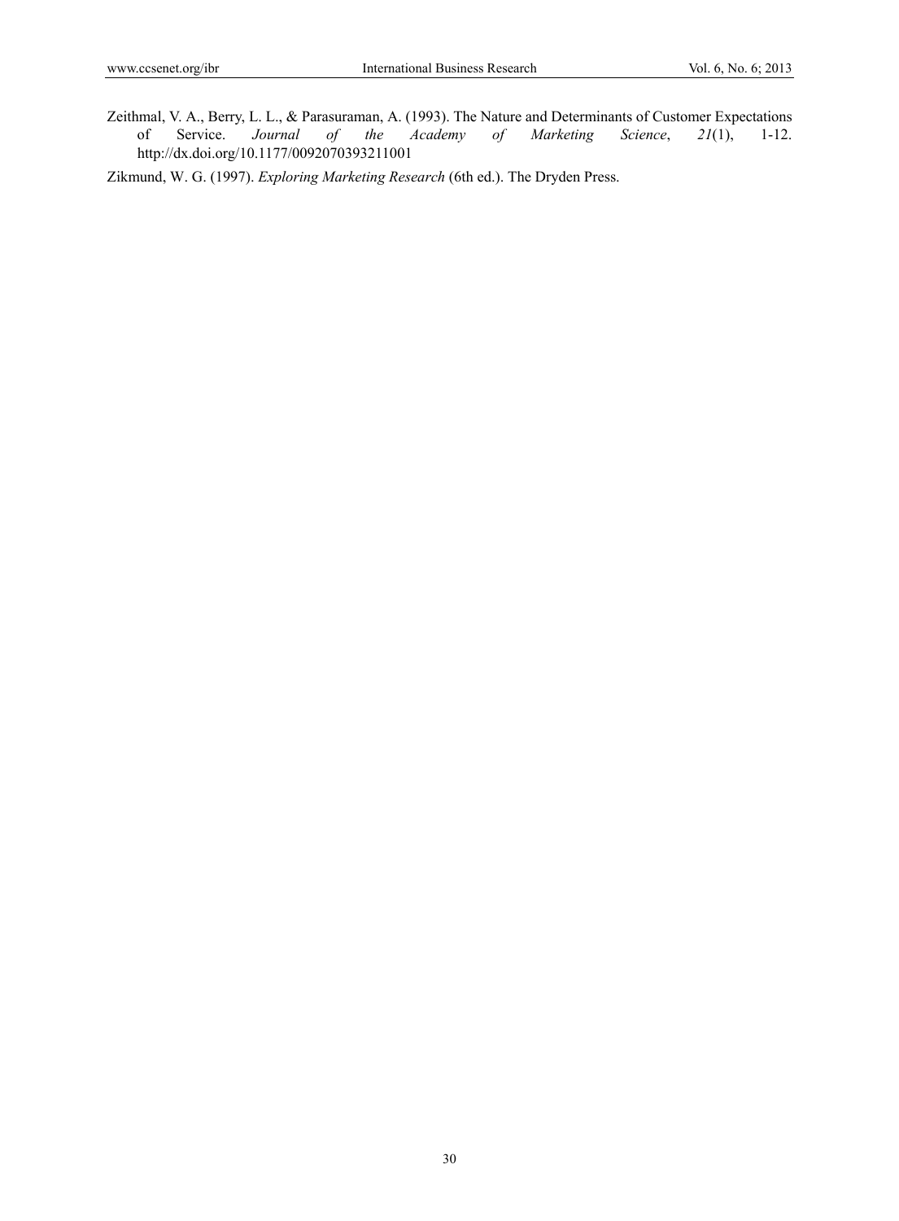Zeithmal, V. A., Berry, L. L., & Parasuraman, A. (1993). The Nature and Determinants of Customer Expectations of Service. *Journal of the Academy of Marketing Science*, *21*(1), 1-12. http://dx.doi.org/10.1177/0092070393211001

Zikmund, W. G. (1997). *Exploring Marketing Research* (6th ed.). The Dryden Press.